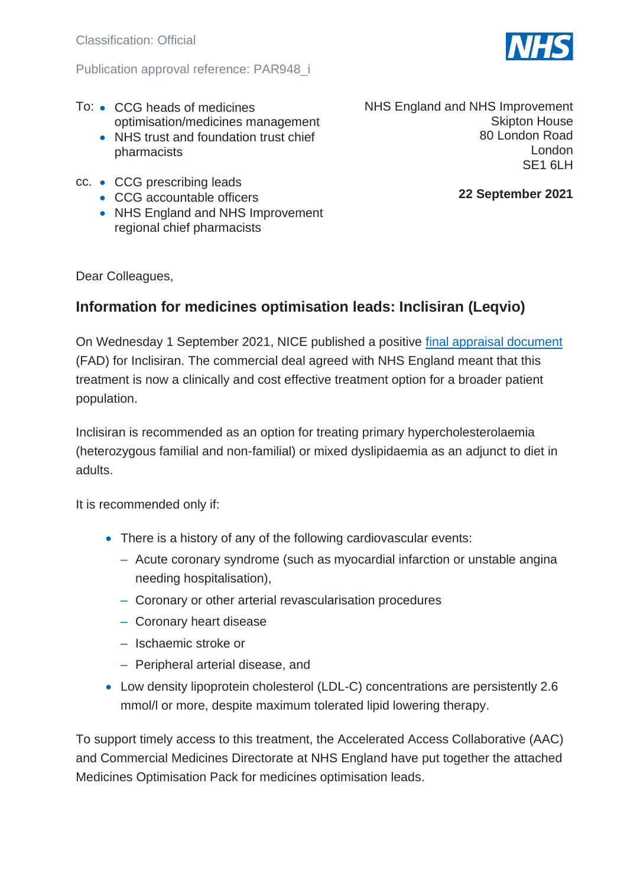Classification: Official

Publication approval reference: PAR948_i

To:
- CCG heads of medicines optimisation/medicines management
- NHS trust and foundation trust chief pharmacists

cc.
- CCG prescribing leads
- CCG accountable officers
- NHS England and NHS Improvement regional chief pharmacists

NHS England and NHS Improvement
Skipton House
80 London Road
London
SE1 6LH

**22 September 2021**

Dear Colleagues,

## Information for medicines optimisation leads: Inclisiran (Leqvio)

On Wednesday 1 September 2021, NICE published a positive [final appraisal document](#) (FAD) for Inclisiran. The commercial deal agreed with NHS England meant that this treatment is now a clinically and cost effective treatment option for a broader patient population.

Inclisiran is recommended as an option for treating primary hypercholesterolaemia (heterozygous familial and non-familial) or mixed dyslipidaemia as an adjunct to diet in adults.

It is recommended only if:

- There is a history of any of the following cardiovascular events:
  - Acute coronary syndrome (such as myocardial infarction or unstable angina needing hospitalisation),
  - Coronary or other arterial revascularisation procedures
  - Coronary heart disease
  - Ischaemic stroke or
  - Peripheral arterial disease, and
- Low density lipoprotein cholesterol (LDL-C) concentrations are persistently 2.6 mmol/l or more, despite maximum tolerated lipid lowering therapy.

To support timely access to this treatment, the Accelerated Access Collaborative (AAC) and Commercial Medicines Directorate at NHS England have put together the attached Medicines Optimisation Pack for medicines optimisation leads.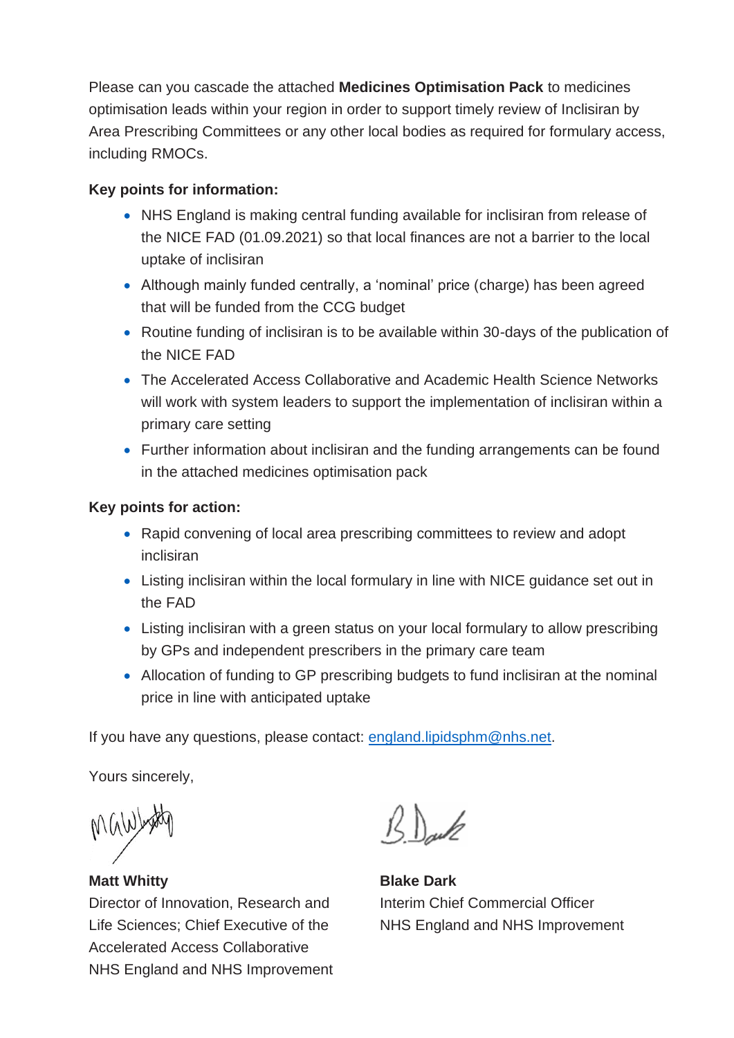Please can you cascade the attached **Medicines Optimisation Pack** to medicines optimisation leads within your region in order to support timely review of Inclisiran by Area Prescribing Committees or any other local bodies as required for formulary access, including RMOCs.

**Key points for information:**

- NHS England is making central funding available for inclisiran from release of the NICE FAD (01.09.2021) so that local finances are not a barrier to the local uptake of inclisiran
- Although mainly funded centrally, a 'nominal' price (charge) has been agreed that will be funded from the CCG budget
- Routine funding of inclisiran is to be available within 30-days of the publication of the NICE FAD
- The Accelerated Access Collaborative and Academic Health Science Networks will work with system leaders to support the implementation of inclisiran within a primary care setting
- Further information about inclisiran and the funding arrangements can be found in the attached medicines optimisation pack

**Key points for action:**

- Rapid convening of local area prescribing committees to review and adopt inclisiran
- Listing inclisiran within the local formulary in line with NICE guidance set out in the FAD
- Listing inclisiran with a green status on your local formulary to allow prescribing by GPs and independent prescribers in the primary care team
- Allocation of funding to GP prescribing budgets to fund inclisiran at the nominal price in line with anticipated uptake

If you have any questions, please contact: england.lipidsphm@nhs.net.

Yours sincerely,

**Matt Whitty**
Director of Innovation, Research and Life Sciences; Chief Executive of the Accelerated Access Collaborative
NHS England and NHS Improvement

**Blake Dark**
Interim Chief Commercial Officer
NHS England and NHS Improvement